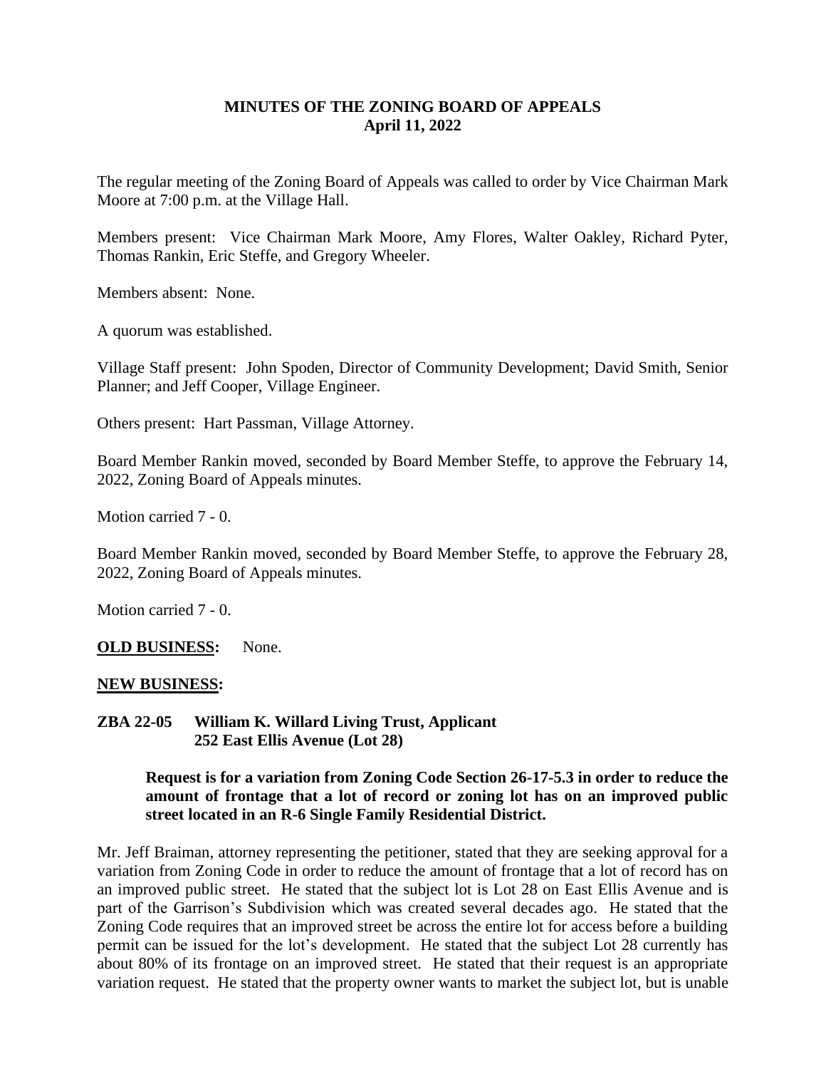# MINUTES OF THE ZONING BOARD OF APPEALS
## April 11, 2022

The regular meeting of the Zoning Board of Appeals was called to order by Vice Chairman Mark Moore at 7:00 p.m. at the Village Hall.

Members present: Vice Chairman Mark Moore, Amy Flores, Walter Oakley, Richard Pyter, Thomas Rankin, Eric Steffe, and Gregory Wheeler.

Members absent: None.

A quorum was established.

Village Staff present: John Spoden, Director of Community Development; David Smith, Senior Planner; and Jeff Cooper, Village Engineer.

Others present: Hart Passman, Village Attorney.

Board Member Rankin moved, seconded by Board Member Steffe, to approve the February 14, 2022, Zoning Board of Appeals minutes.

Motion carried 7 - 0.

Board Member Rankin moved, seconded by Board Member Steffe, to approve the February 28, 2022, Zoning Board of Appeals minutes.

Motion carried 7 - 0.

**OLD BUSINESS:** None.

**NEW BUSINESS:**

**ZBA 22-05 William K. Willard Living Trust, Applicant**
**252 East Ellis Avenue (Lot 28)**

**Request is for a variation from Zoning Code Section 26-17-5.3 in order to reduce the amount of frontage that a lot of record or zoning lot has on an improved public street located in an R-6 Single Family Residential District.**

Mr. Jeff Braiman, attorney representing the petitioner, stated that they are seeking approval for a variation from Zoning Code in order to reduce the amount of frontage that a lot of record has on an improved public street. He stated that the subject lot is Lot 28 on East Ellis Avenue and is part of the Garrison's Subdivision which was created several decades ago. He stated that the Zoning Code requires that an improved street be across the entire lot for access before a building permit can be issued for the lot's development. He stated that the subject Lot 28 currently has about 80% of its frontage on an improved street. He stated that their request is an appropriate variation request. He stated that the property owner wants to market the subject lot, but is unable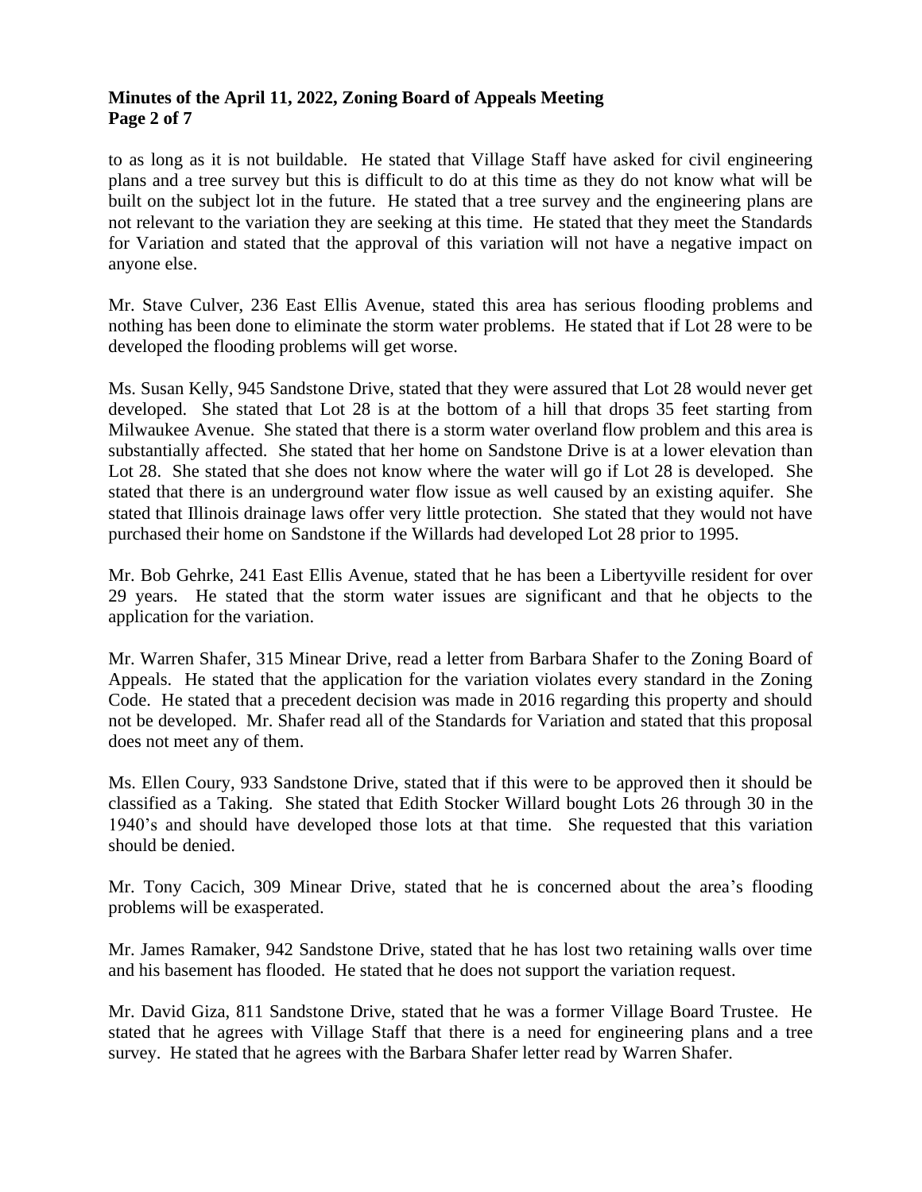to as long as it is not buildable. He stated that Village Staff have asked for civil engineering plans and a tree survey but this is difficult to do at this time as they do not know what will be built on the subject lot in the future. He stated that a tree survey and the engineering plans are not relevant to the variation they are seeking at this time. He stated that they meet the Standards for Variation and stated that the approval of this variation will not have a negative impact on anyone else.

Mr. Stave Culver, 236 East Ellis Avenue, stated this area has serious flooding problems and nothing has been done to eliminate the storm water problems. He stated that if Lot 28 were to be developed the flooding problems will get worse.

Ms. Susan Kelly, 945 Sandstone Drive, stated that they were assured that Lot 28 would never get developed. She stated that Lot 28 is at the bottom of a hill that drops 35 feet starting from Milwaukee Avenue. She stated that there is a storm water overland flow problem and this area is substantially affected. She stated that her home on Sandstone Drive is at a lower elevation than Lot 28. She stated that she does not know where the water will go if Lot 28 is developed. She stated that there is an underground water flow issue as well caused by an existing aquifer. She stated that Illinois drainage laws offer very little protection. She stated that they would not have purchased their home on Sandstone if the Willards had developed Lot 28 prior to 1995.

Mr. Bob Gehrke, 241 East Ellis Avenue, stated that he has been a Libertyville resident for over 29 years. He stated that the storm water issues are significant and that he objects to the application for the variation.

Mr. Warren Shafer, 315 Minear Drive, read a letter from Barbara Shafer to the Zoning Board of Appeals. He stated that the application for the variation violates every standard in the Zoning Code. He stated that a precedent decision was made in 2016 regarding this property and should not be developed. Mr. Shafer read all of the Standards for Variation and stated that this proposal does not meet any of them.

Ms. Ellen Coury, 933 Sandstone Drive, stated that if this were to be approved then it should be classified as a Taking. She stated that Edith Stocker Willard bought Lots 26 through 30 in the 1940's and should have developed those lots at that time. She requested that this variation should be denied.

Mr. Tony Cacich, 309 Minear Drive, stated that he is concerned about the area's flooding problems will be exasperated.

Mr. James Ramaker, 942 Sandstone Drive, stated that he has lost two retaining walls over time and his basement has flooded. He stated that he does not support the variation request.

Mr. David Giza, 811 Sandstone Drive, stated that he was a former Village Board Trustee. He stated that he agrees with Village Staff that there is a need for engineering plans and a tree survey. He stated that he agrees with the Barbara Shafer letter read by Warren Shafer.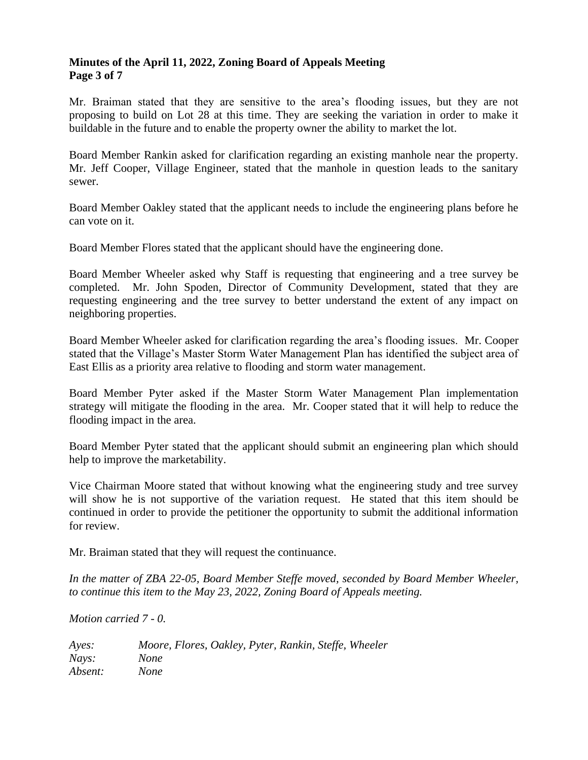Mr. Braiman stated that they are sensitive to the area's flooding issues, but they are not proposing to build on Lot 28 at this time. They are seeking the variation in order to make it buildable in the future and to enable the property owner the ability to market the lot.

Board Member Rankin asked for clarification regarding an existing manhole near the property. Mr. Jeff Cooper, Village Engineer, stated that the manhole in question leads to the sanitary sewer.

Board Member Oakley stated that the applicant needs to include the engineering plans before he can vote on it.

Board Member Flores stated that the applicant should have the engineering done.

Board Member Wheeler asked why Staff is requesting that engineering and a tree survey be completed. Mr. John Spoden, Director of Community Development, stated that they are requesting engineering and the tree survey to better understand the extent of any impact on neighboring properties.

Board Member Wheeler asked for clarification regarding the area's flooding issues. Mr. Cooper stated that the Village's Master Storm Water Management Plan has identified the subject area of East Ellis as a priority area relative to flooding and storm water management.

Board Member Pyter asked if the Master Storm Water Management Plan implementation strategy will mitigate the flooding in the area. Mr. Cooper stated that it will help to reduce the flooding impact in the area.

Board Member Pyter stated that the applicant should submit an engineering plan which should help to improve the marketability.

Vice Chairman Moore stated that without knowing what the engineering study and tree survey will show he is not supportive of the variation request. He stated that this item should be continued in order to provide the petitioner the opportunity to submit the additional information for review.

Mr. Braiman stated that they will request the continuance.

*In the matter of ZBA 22-05, Board Member Steffe moved, seconded by Board Member Wheeler, to continue this item to the May 23, 2022, Zoning Board of Appeals meeting.*

*Motion carried 7 - 0.*

*Ayes:* *Moore, Flores, Oakley, Pyter, Rankin, Steffe, Wheeler*
*Nays:* *None*
*Absent:* *None*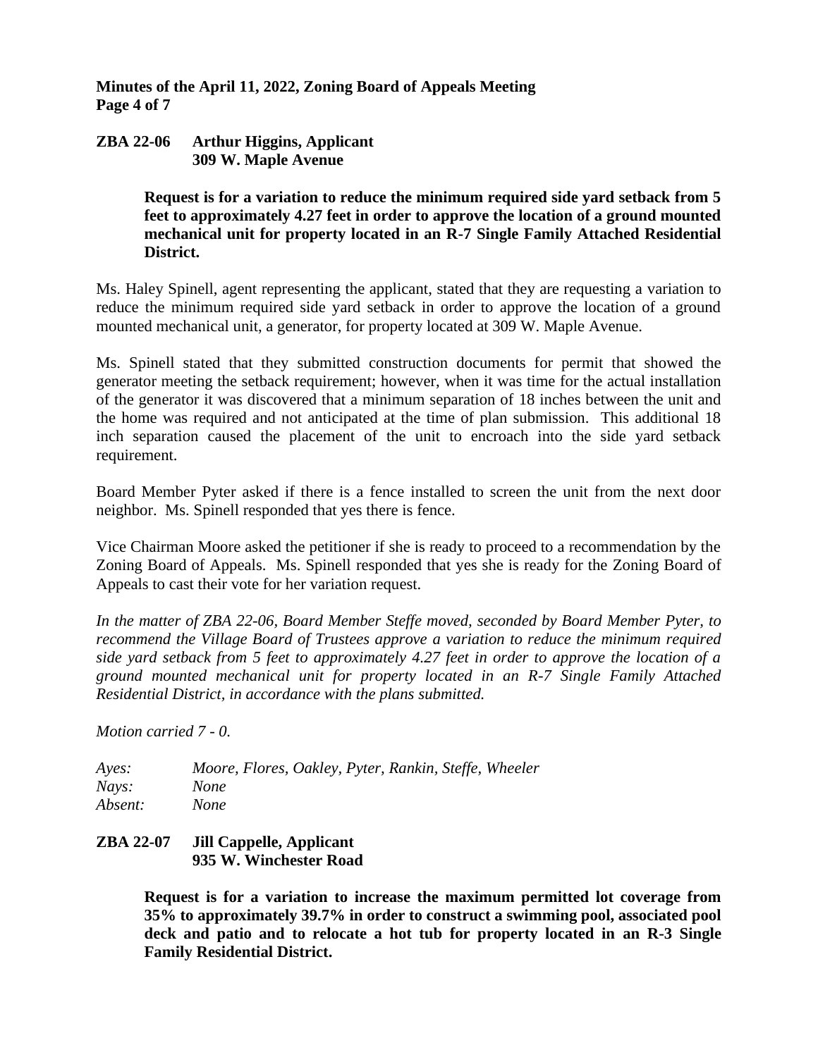**ZBA 22-06 Arthur Higgins, Applicant**
**309 W. Maple Avenue**

**Request is for a variation to reduce the minimum required side yard setback from 5 feet to approximately 4.27 feet in order to approve the location of a ground mounted mechanical unit for property located in an R-7 Single Family Attached Residential District.**

Ms. Haley Spinell, agent representing the applicant, stated that they are requesting a variation to reduce the minimum required side yard setback in order to approve the location of a ground mounted mechanical unit, a generator, for property located at 309 W. Maple Avenue.

Ms. Spinell stated that they submitted construction documents for permit that showed the generator meeting the setback requirement; however, when it was time for the actual installation of the generator it was discovered that a minimum separation of 18 inches between the unit and the home was required and not anticipated at the time of plan submission. This additional 18 inch separation caused the placement of the unit to encroach into the side yard setback requirement.

Board Member Pyter asked if there is a fence installed to screen the unit from the next door neighbor. Ms. Spinell responded that yes there is fence.

Vice Chairman Moore asked the petitioner if she is ready to proceed to a recommendation by the Zoning Board of Appeals. Ms. Spinell responded that yes she is ready for the Zoning Board of Appeals to cast their vote for her variation request.

*In the matter of ZBA 22-06, Board Member Steffe moved, seconded by Board Member Pyter, to recommend the Village Board of Trustees approve a variation to reduce the minimum required side yard setback from 5 feet to approximately 4.27 feet in order to approve the location of a ground mounted mechanical unit for property located in an R-7 Single Family Attached Residential District, in accordance with the plans submitted.*

*Motion carried 7 - 0.*

*Ayes:* *Moore, Flores, Oakley, Pyter, Rankin, Steffe, Wheeler*
*Nays:* *None*
*Absent:* *None*

**ZBA 22-07 Jill Cappelle, Applicant**
**935 W. Winchester Road**

**Request is for a variation to increase the maximum permitted lot coverage from 35% to approximately 39.7% in order to construct a swimming pool, associated pool deck and patio and to relocate a hot tub for property located in an R-3 Single Family Residential District.**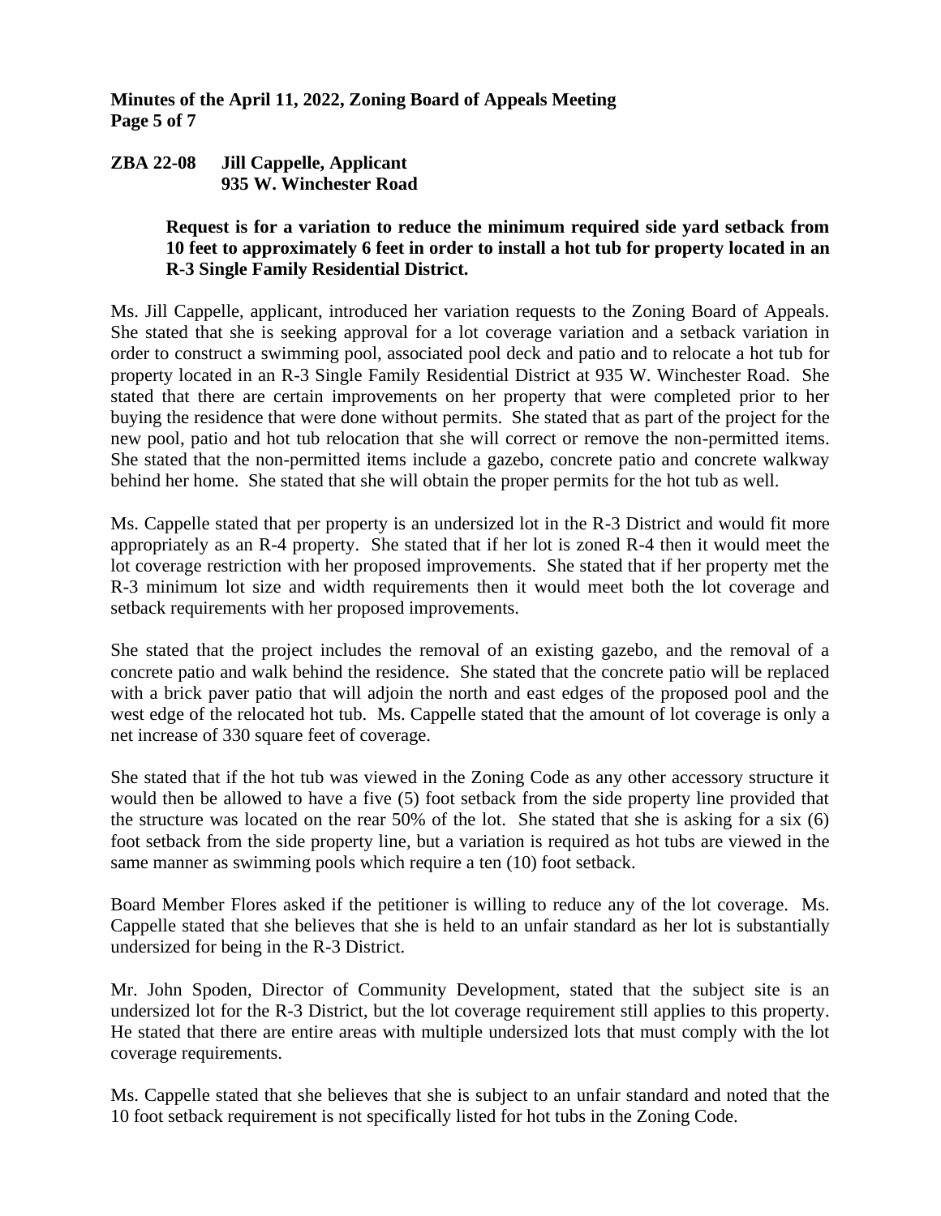**ZBA 22-08 Jill Cappelle, Applicant**
**935 W. Winchester Road**

**Request is for a variation to reduce the minimum required side yard setback from 10 feet to approximately 6 feet in order to install a hot tub for property located in an R-3 Single Family Residential District.**

Ms. Jill Cappelle, applicant, introduced her variation requests to the Zoning Board of Appeals. She stated that she is seeking approval for a lot coverage variation and a setback variation in order to construct a swimming pool, associated pool deck and patio and to relocate a hot tub for property located in an R-3 Single Family Residential District at 935 W. Winchester Road. She stated that there are certain improvements on her property that were completed prior to her buying the residence that were done without permits. She stated that as part of the project for the new pool, patio and hot tub relocation that she will correct or remove the non-permitted items. She stated that the non-permitted items include a gazebo, concrete patio and concrete walkway behind her home. She stated that she will obtain the proper permits for the hot tub as well.

Ms. Cappelle stated that per property is an undersized lot in the R-3 District and would fit more appropriately as an R-4 property. She stated that if her lot is zoned R-4 then it would meet the lot coverage restriction with her proposed improvements. She stated that if her property met the R-3 minimum lot size and width requirements then it would meet both the lot coverage and setback requirements with her proposed improvements.

She stated that the project includes the removal of an existing gazebo, and the removal of a concrete patio and walk behind the residence. She stated that the concrete patio will be replaced with a brick paver patio that will adjoin the north and east edges of the proposed pool and the west edge of the relocated hot tub. Ms. Cappelle stated that the amount of lot coverage is only a net increase of 330 square feet of coverage.

She stated that if the hot tub was viewed in the Zoning Code as any other accessory structure it would then be allowed to have a five (5) foot setback from the side property line provided that the structure was located on the rear 50% of the lot. She stated that she is asking for a six (6) foot setback from the side property line, but a variation is required as hot tubs are viewed in the same manner as swimming pools which require a ten (10) foot setback.

Board Member Flores asked if the petitioner is willing to reduce any of the lot coverage. Ms. Cappelle stated that she believes that she is held to an unfair standard as her lot is substantially undersized for being in the R-3 District.

Mr. John Spoden, Director of Community Development, stated that the subject site is an undersized lot for the R-3 District, but the lot coverage requirement still applies to this property. He stated that there are entire areas with multiple undersized lots that must comply with the lot coverage requirements.

Ms. Cappelle stated that she believes that she is subject to an unfair standard and noted that the 10 foot setback requirement is not specifically listed for hot tubs in the Zoning Code.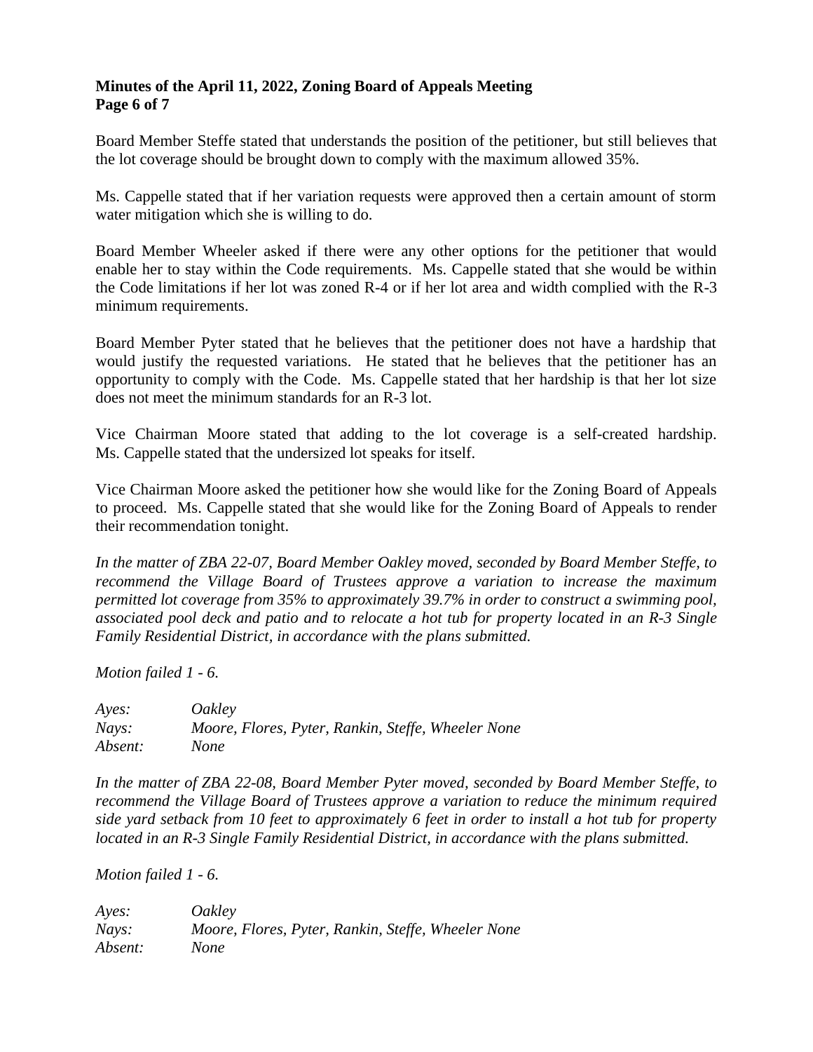Board Member Steffe stated that understands the position of the petitioner, but still believes that the lot coverage should be brought down to comply with the maximum allowed 35%.

Ms. Cappelle stated that if her variation requests were approved then a certain amount of storm water mitigation which she is willing to do.

Board Member Wheeler asked if there were any other options for the petitioner that would enable her to stay within the Code requirements. Ms. Cappelle stated that she would be within the Code limitations if her lot was zoned R-4 or if her lot area and width complied with the R-3 minimum requirements.

Board Member Pyter stated that he believes that the petitioner does not have a hardship that would justify the requested variations. He stated that he believes that the petitioner has an opportunity to comply with the Code. Ms. Cappelle stated that her hardship is that her lot size does not meet the minimum standards for an R-3 lot.

Vice Chairman Moore stated that adding to the lot coverage is a self-created hardship. Ms. Cappelle stated that the undersized lot speaks for itself.

Vice Chairman Moore asked the petitioner how she would like for the Zoning Board of Appeals to proceed. Ms. Cappelle stated that she would like for the Zoning Board of Appeals to render their recommendation tonight.

*In the matter of ZBA 22-07, Board Member Oakley moved, seconded by Board Member Steffe, to recommend the Village Board of Trustees approve a variation to increase the maximum permitted lot coverage from 35% to approximately 39.7% in order to construct a swimming pool, associated pool deck and patio and to relocate a hot tub for property located in an R-3 Single Family Residential District, in accordance with the plans submitted.*

*Motion failed 1 - 6.*

*Ayes:* *Oakley*
*Nays:* *Moore, Flores, Pyter, Rankin, Steffe, Wheeler None*
*Absent:* *None*

*In the matter of ZBA 22-08, Board Member Pyter moved, seconded by Board Member Steffe, to recommend the Village Board of Trustees approve a variation to reduce the minimum required side yard setback from 10 feet to approximately 6 feet in order to install a hot tub for property located in an R-3 Single Family Residential District, in accordance with the plans submitted.*

*Motion failed 1 - 6.*

*Ayes:* *Oakley*
*Nays:* *Moore, Flores, Pyter, Rankin, Steffe, Wheeler None*
*Absent:* *None*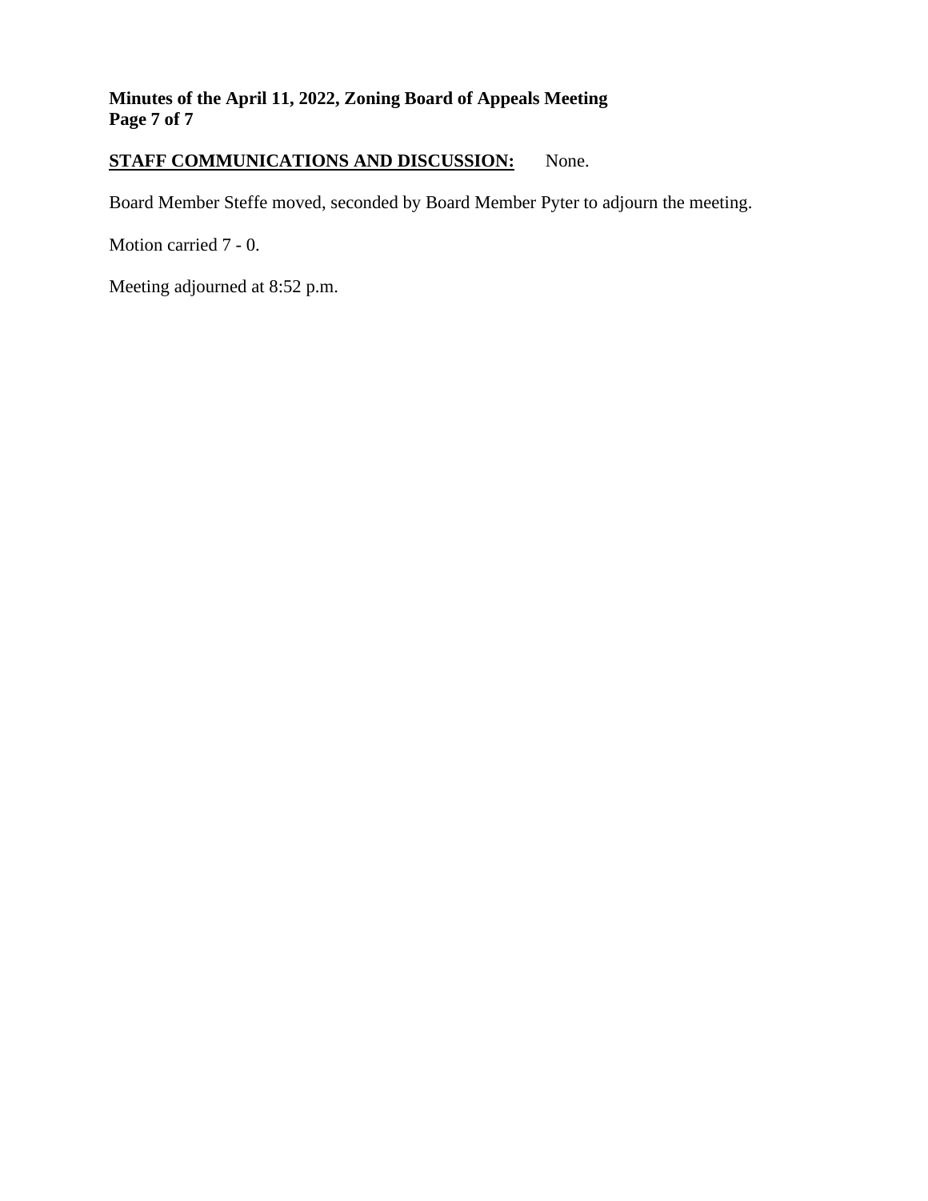**STAFF COMMUNICATIONS AND DISCUSSION:** None.

Board Member Steffe moved, seconded by Board Member Pyter to adjourn the meeting.

Motion carried 7 - 0.

Meeting adjourned at 8:52 p.m.